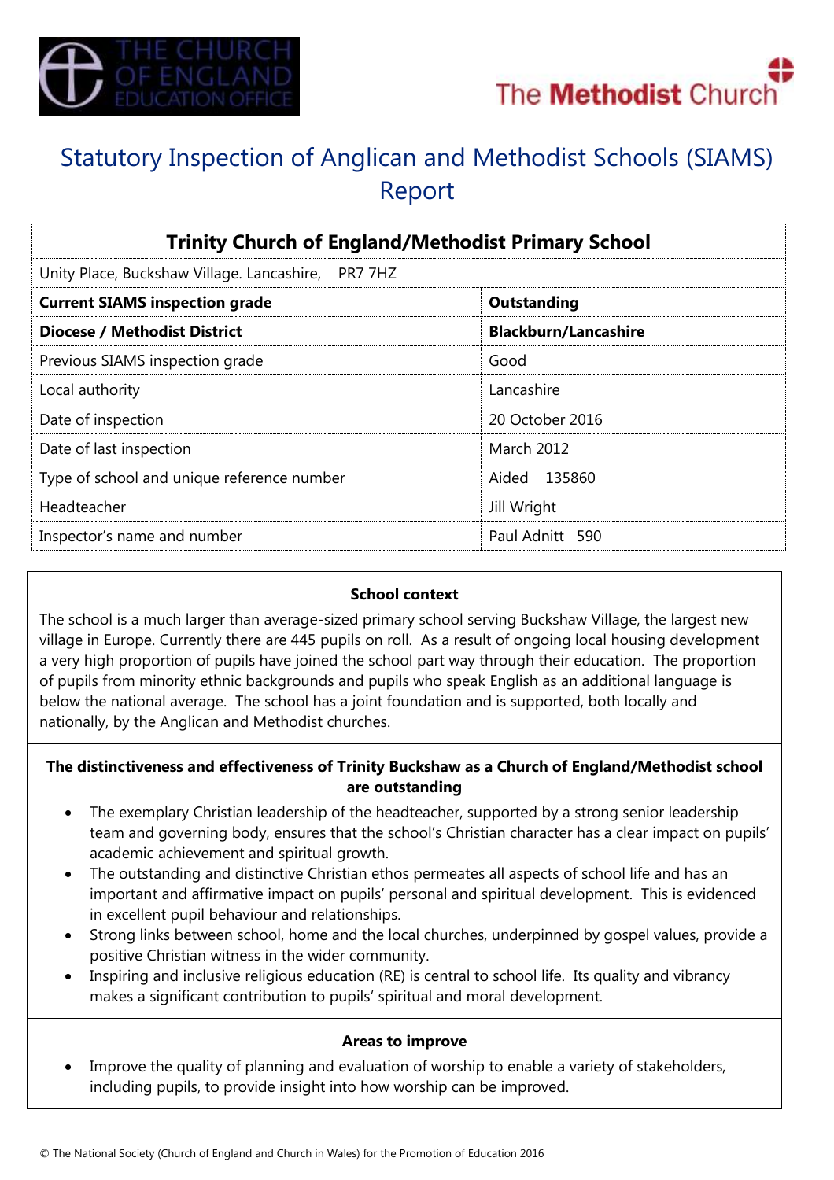# Statutory Inspection of Anglican and Methodist Schools (SIAMS) Report

| Trinity Church of England/Methodist Primary School | |
|---|---|
| Unity Place, Buckshaw Village. Lancashire, PR7 7HZ | |
| **Current SIAMS inspection grade** | **Outstanding** |
| **Diocese / Methodist District** | **Blackburn/Lancashire** |
| Previous SIAMS inspection grade | Good |
| Local authority | Lancashire |
| Date of inspection | 20 October 2016 |
| Date of last inspection | March 2012 |
| Type of school and unique reference number | Aided 135860 |
| Headteacher | Jill Wright |
| Inspector's name and number | Paul Adnitt 590 |

**School context**

The school is a much larger than average-sized primary school serving Buckshaw Village, the largest new village in Europe. Currently there are 445 pupils on roll. As a result of ongoing local housing development a very high proportion of pupils have joined the school part way through their education. The proportion of pupils from minority ethnic backgrounds and pupils who speak English as an additional language is below the national average. The school has a joint foundation and is supported, both locally and nationally, by the Anglican and Methodist churches.

**The distinctiveness and effectiveness of Trinity Buckshaw as a Church of England/Methodist school are outstanding**

- The exemplary Christian leadership of the headteacher, supported by a strong senior leadership team and governing body, ensures that the school's Christian character has a clear impact on pupils' academic achievement and spiritual growth.
- The outstanding and distinctive Christian ethos permeates all aspects of school life and has an important and affirmative impact on pupils' personal and spiritual development. This is evidenced in excellent pupil behaviour and relationships.
- Strong links between school, home and the local churches, underpinned by gospel values, provide a positive Christian witness in the wider community.
- Inspiring and inclusive religious education (RE) is central to school life. Its quality and vibrancy makes a significant contribution to pupils' spiritual and moral development.

**Areas to improve**

- Improve the quality of planning and evaluation of worship to enable a variety of stakeholders, including pupils, to provide insight into how worship can be improved.

© The National Society (Church of England and Church in Wales) for the Promotion of Education 2016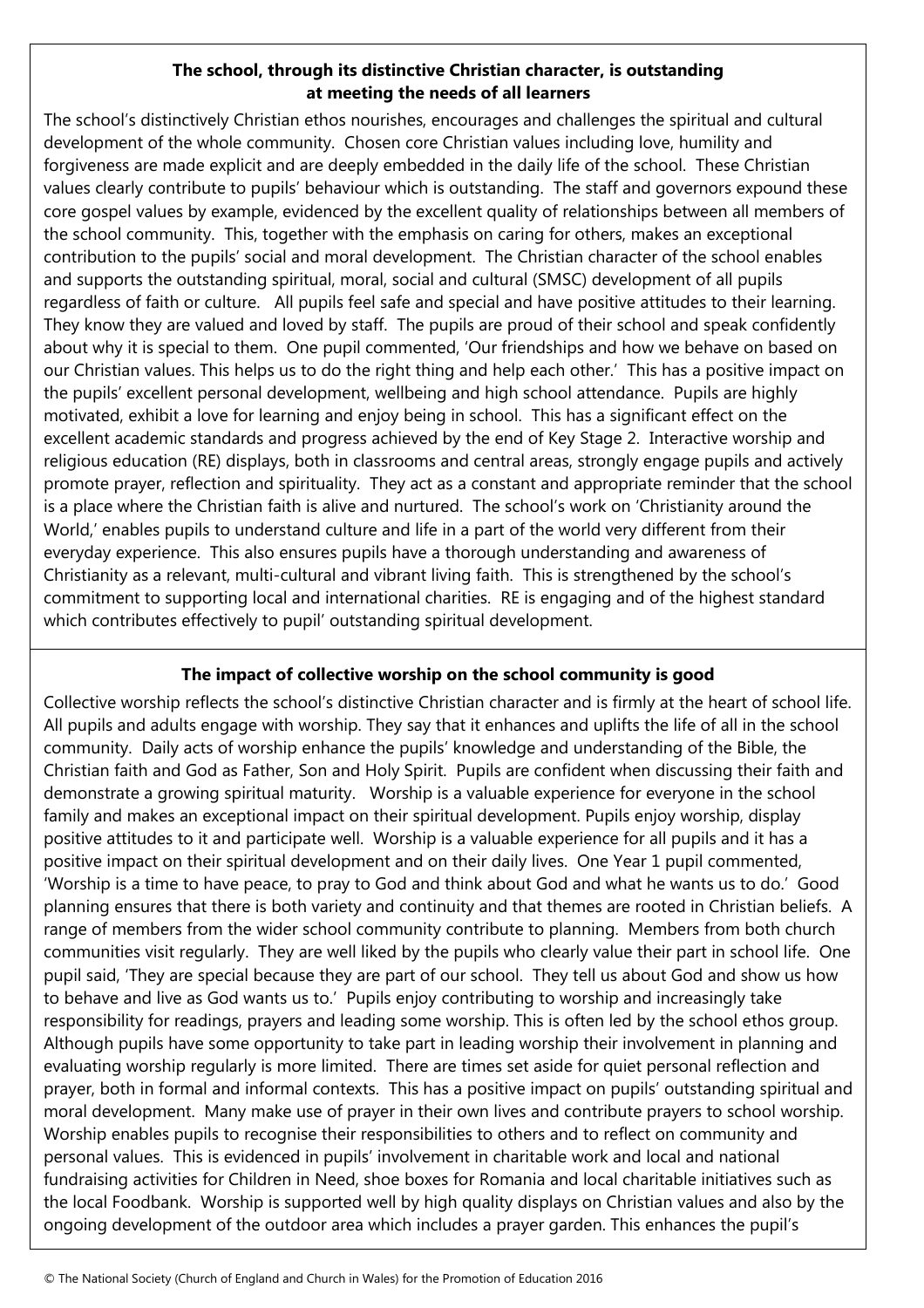## The school, through its distinctive Christian character, is outstanding at meeting the needs of all learners

The school's distinctively Christian ethos nourishes, encourages and challenges the spiritual and cultural development of the whole community. Chosen core Christian values including love, humility and forgiveness are made explicit and are deeply embedded in the daily life of the school. These Christian values clearly contribute to pupils' behaviour which is outstanding. The staff and governors expound these core gospel values by example, evidenced by the excellent quality of relationships between all members of the school community. This, together with the emphasis on caring for others, makes an exceptional contribution to the pupils' social and moral development. The Christian character of the school enables and supports the outstanding spiritual, moral, social and cultural (SMSC) development of all pupils regardless of faith or culture. All pupils feel safe and special and have positive attitudes to their learning. They know they are valued and loved by staff. The pupils are proud of their school and speak confidently about why it is special to them. One pupil commented, 'Our friendships and how we behave on based on our Christian values. This helps us to do the right thing and help each other.' This has a positive impact on the pupils' excellent personal development, wellbeing and high school attendance. Pupils are highly motivated, exhibit a love for learning and enjoy being in school. This has a significant effect on the excellent academic standards and progress achieved by the end of Key Stage 2. Interactive worship and religious education (RE) displays, both in classrooms and central areas, strongly engage pupils and actively promote prayer, reflection and spirituality. They act as a constant and appropriate reminder that the school is a place where the Christian faith is alive and nurtured. The school's work on 'Christianity around the World,' enables pupils to understand culture and life in a part of the world very different from their everyday experience. This also ensures pupils have a thorough understanding and awareness of Christianity as a relevant, multi-cultural and vibrant living faith. This is strengthened by the school's commitment to supporting local and international charities. RE is engaging and of the highest standard which contributes effectively to pupil' outstanding spiritual development.

## The impact of collective worship on the school community is good

Collective worship reflects the school's distinctive Christian character and is firmly at the heart of school life. All pupils and adults engage with worship. They say that it enhances and uplifts the life of all in the school community. Daily acts of worship enhance the pupils' knowledge and understanding of the Bible, the Christian faith and God as Father, Son and Holy Spirit. Pupils are confident when discussing their faith and demonstrate a growing spiritual maturity. Worship is a valuable experience for everyone in the school family and makes an exceptional impact on their spiritual development. Pupils enjoy worship, display positive attitudes to it and participate well. Worship is a valuable experience for all pupils and it has a positive impact on their spiritual development and on their daily lives. One Year 1 pupil commented, 'Worship is a time to have peace, to pray to God and think about God and what he wants us to do.' Good planning ensures that there is both variety and continuity and that themes are rooted in Christian beliefs. A range of members from the wider school community contribute to planning. Members from both church communities visit regularly. They are well liked by the pupils who clearly value their part in school life. One pupil said, 'They are special because they are part of our school. They tell us about God and show us how to behave and live as God wants us to.' Pupils enjoy contributing to worship and increasingly take responsibility for readings, prayers and leading some worship. This is often led by the school ethos group. Although pupils have some opportunity to take part in leading worship their involvement in planning and evaluating worship regularly is more limited. There are times set aside for quiet personal reflection and prayer, both in formal and informal contexts. This has a positive impact on pupils' outstanding spiritual and moral development. Many make use of prayer in their own lives and contribute prayers to school worship. Worship enables pupils to recognise their responsibilities to others and to reflect on community and personal values. This is evidenced in pupils' involvement in charitable work and local and national fundraising activities for Children in Need, shoe boxes for Romania and local charitable initiatives such as the local Foodbank. Worship is supported well by high quality displays on Christian values and also by the ongoing development of the outdoor area which includes a prayer garden. This enhances the pupil's

© The National Society (Church of England and Church in Wales) for the Promotion of Education 2016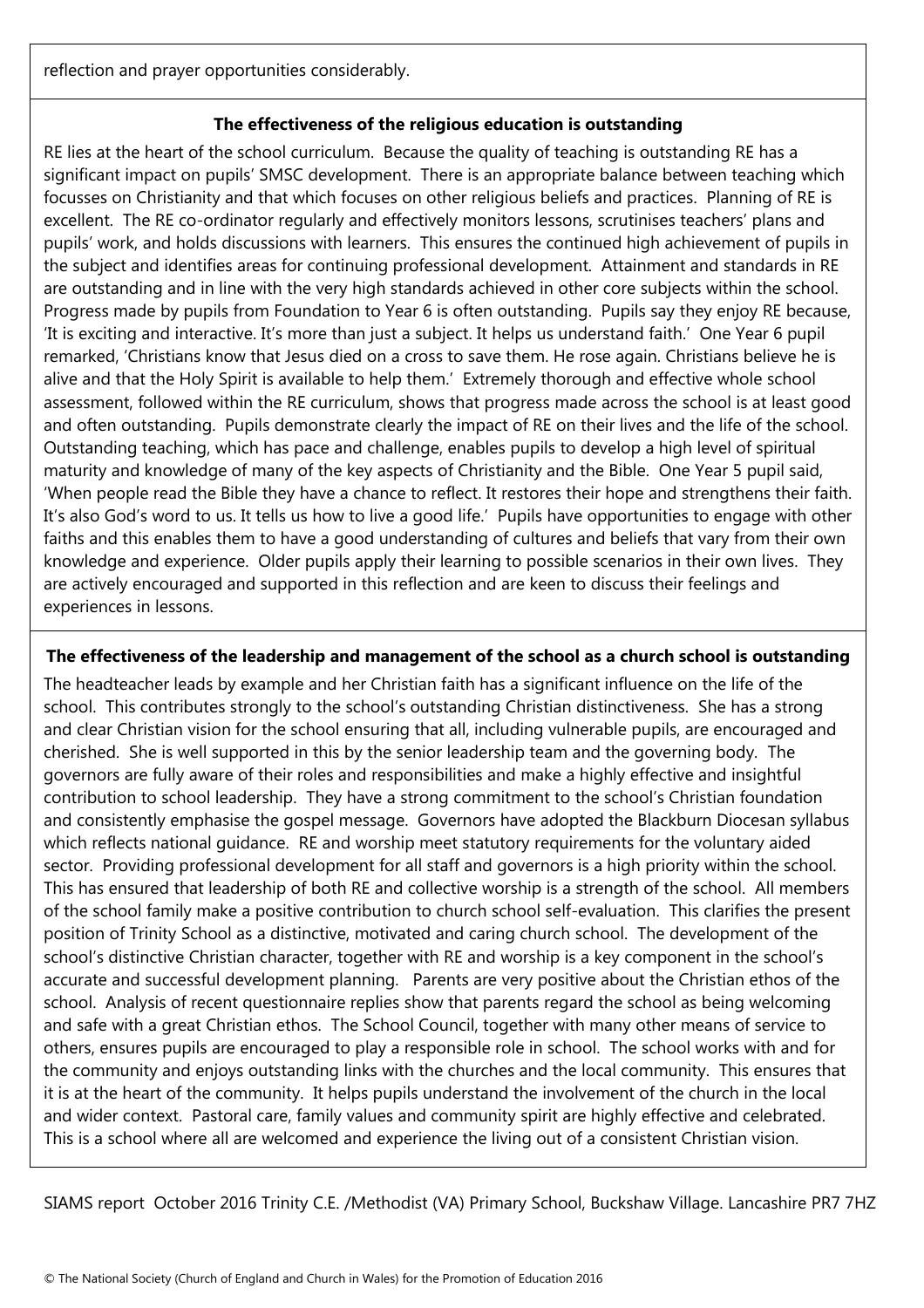reflection and prayer opportunities considerably.

**The effectiveness of the religious education is outstanding**

RE lies at the heart of the school curriculum. Because the quality of teaching is outstanding RE has a significant impact on pupils' SMSC development. There is an appropriate balance between teaching which focusses on Christianity and that which focuses on other religious beliefs and practices. Planning of RE is excellent. The RE co-ordinator regularly and effectively monitors lessons, scrutinises teachers' plans and pupils' work, and holds discussions with learners. This ensures the continued high achievement of pupils in the subject and identifies areas for continuing professional development. Attainment and standards in RE are outstanding and in line with the very high standards achieved in other core subjects within the school. Progress made by pupils from Foundation to Year 6 is often outstanding. Pupils say they enjoy RE because, 'It is exciting and interactive. It's more than just a subject. It helps us understand faith.' One Year 6 pupil remarked, 'Christians know that Jesus died on a cross to save them. He rose again. Christians believe he is alive and that the Holy Spirit is available to help them.' Extremely thorough and effective whole school assessment, followed within the RE curriculum, shows that progress made across the school is at least good and often outstanding. Pupils demonstrate clearly the impact of RE on their lives and the life of the school. Outstanding teaching, which has pace and challenge, enables pupils to develop a high level of spiritual maturity and knowledge of many of the key aspects of Christianity and the Bible. One Year 5 pupil said, 'When people read the Bible they have a chance to reflect. It restores their hope and strengthens their faith. It's also God's word to us. It tells us how to live a good life.' Pupils have opportunities to engage with other faiths and this enables them to have a good understanding of cultures and beliefs that vary from their own knowledge and experience. Older pupils apply their learning to possible scenarios in their own lives. They are actively encouraged and supported in this reflection and are keen to discuss their feelings and experiences in lessons.

**The effectiveness of the leadership and management of the school as a church school is outstanding**

The headteacher leads by example and her Christian faith has a significant influence on the life of the school. This contributes strongly to the school's outstanding Christian distinctiveness. She has a strong and clear Christian vision for the school ensuring that all, including vulnerable pupils, are encouraged and cherished. She is well supported in this by the senior leadership team and the governing body. The governors are fully aware of their roles and responsibilities and make a highly effective and insightful contribution to school leadership. They have a strong commitment to the school's Christian foundation and consistently emphasise the gospel message. Governors have adopted the Blackburn Diocesan syllabus which reflects national guidance. RE and worship meet statutory requirements for the voluntary aided sector. Providing professional development for all staff and governors is a high priority within the school. This has ensured that leadership of both RE and collective worship is a strength of the school. All members of the school family make a positive contribution to church school self-evaluation. This clarifies the present position of Trinity School as a distinctive, motivated and caring church school. The development of the school's distinctive Christian character, together with RE and worship is a key component in the school's accurate and successful development planning. Parents are very positive about the Christian ethos of the school. Analysis of recent questionnaire replies show that parents regard the school as being welcoming and safe with a great Christian ethos. The School Council, together with many other means of service to others, ensures pupils are encouraged to play a responsible role in school. The school works with and for the community and enjoys outstanding links with the churches and the local community. This ensures that it is at the heart of the community. It helps pupils understand the involvement of the church in the local and wider context. Pastoral care, family values and community spirit are highly effective and celebrated. This is a school where all are welcomed and experience the living out of a consistent Christian vision.

SIAMS report October 2016 Trinity C.E. /Methodist (VA) Primary School, Buckshaw Village. Lancashire PR7 7HZ

© The National Society (Church of England and Church in Wales) for the Promotion of Education 2016